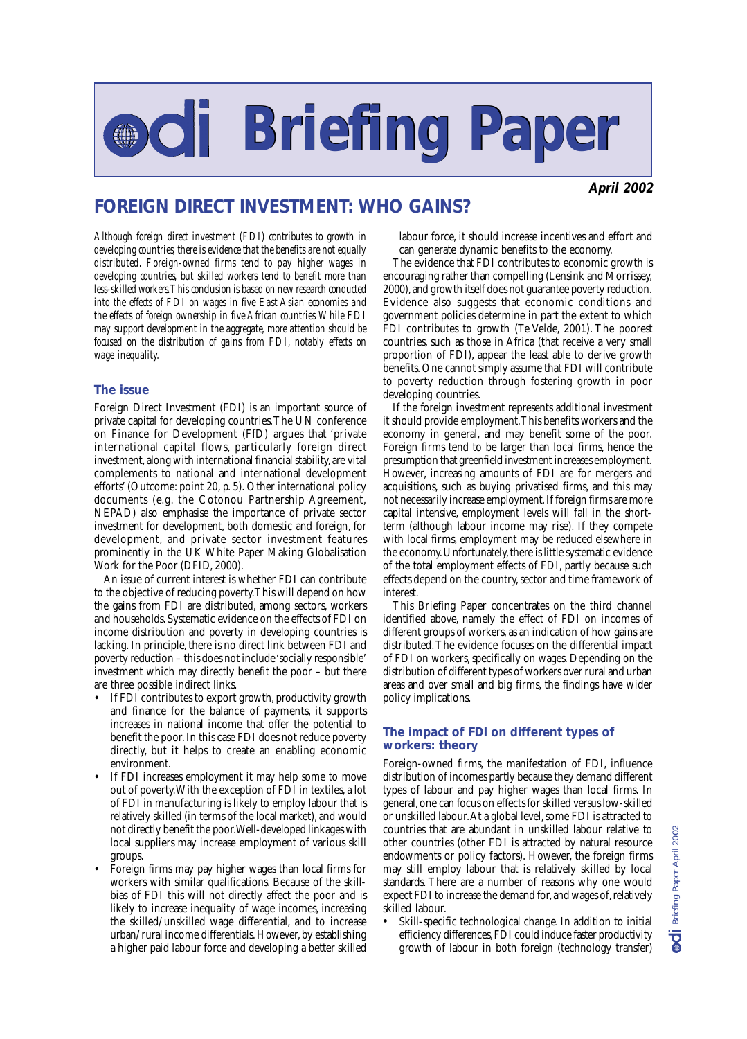# odi Briefing Paper

**April 2002**

## FOREIGN DIRECT INVESTMENT: WHO GAINS?

*Although foreign direct investment (FDI) contributes to growth in developing countries, there is evidence that the benefits are not equally distributed. Foreign-owned firms tend to pay higher wages in developing countries, but skilled workers tend to benefit more than less-skilled workers. This conclusion is based on new research conducted into the effects of FDI on wages in five East Asian economies and the effects of foreign ownership in five African countries. While FDI may support development in the aggregate, more attention should be focused on the distribution of gains from FDI, notably effects on wage inequality.*

### The issue

Foreign Direct Investment (FDI) is an important source of private capital for developing countries. The UN conference on Finance for Development (FfD) argues that 'private international capital flows, particularly foreign direct investment, along with international financial stability, are vital complements to national and international development efforts' (Outcome: point 20, p. 5). Other international policy documents (e.g. the Cotonou Partnership Agreement, NEPAD) also emphasise the importance of private sector investment for development, both domestic and foreign, for development, and private sector investment features prominently in the UK White Paper Making Globalisation Work for the Poor (DFID, 2000).

An issue of current interest is whether FDI can contribute to the objective of reducing poverty. This will depend on how the gains from FDI are distributed, among sectors, workers and households. Systematic evidence on the effects of FDI on income distribution and poverty in developing countries is lacking. In principle, there is no direct link between FDI and poverty reduction – this does not include 'socially responsible' investment which may directly benefit the poor – but there are three possible indirect links.

- If FDI contributes to export growth, productivity growth and finance for the balance of payments, it supports increases in national income that offer the potential to benefit the poor. In this case FDI does not reduce poverty directly, but it helps to create an enabling economic environment.
- If FDI increases employment it may help some to move out of poverty. With the exception of FDI in textiles, a lot of FDI in manufacturing is likely to employ labour that is relatively skilled (in terms of the local market), and would not directly benefit the poor. Well-developed linkages with local suppliers may increase employment of various skill groups.
- Foreign firms may pay higher wages than local firms for workers with similar qualifications. Because of the skill-bias of FDI this will not directly affect the poor and is likely to increase inequality of wage incomes, increasing the skilled/unskilled wage differential, and to increase urban/rural income differentials. However, by establishing a higher paid labour force and developing a better skilled labour force, it should increase incentives and effort and can generate dynamic benefits to the economy.

The evidence that FDI contributes to economic growth is encouraging rather than compelling (Lensink and Morrissey, 2000), and growth itself does not guarantee poverty reduction. Evidence also suggests that economic conditions and government policies determine in part the extent to which FDI contributes to growth (Te Velde, 2001). The poorest countries, such as those in Africa (that receive a very small proportion of FDI), appear the least able to derive growth benefits. One cannot simply assume that FDI will contribute to poverty reduction through fostering growth in poor developing countries.

If the foreign investment represents additional investment it should provide employment. This benefits workers and the economy in general, and may benefit some of the poor. Foreign firms tend to be larger than local firms, hence the presumption that greenfield investment increases employment. However, increasing amounts of FDI are for mergers and acquisitions, such as buying privatised firms, and this may not necessarily increase employment. If foreign firms are more capital intensive, employment levels will fall in the short-term (although labour income may rise). If they compete with local firms, employment may be reduced elsewhere in the economy. Unfortunately, there is little systematic evidence of the total employment effects of FDI, partly because such effects depend on the country, sector and time framework of interest.

This Briefing Paper concentrates on the third channel identified above, namely the effect of FDI on incomes of different groups of workers, as an indication of how gains are distributed. The evidence focuses on the differential impact of FDI on workers, specifically on wages. Depending on the distribution of different types of workers over rural and urban areas and over small and big firms, the findings have wider policy implications.

### The impact of FDI on different types of workers: theory

Foreign-owned firms, the manifestation of FDI, influence distribution of incomes partly because they demand different types of labour and pay higher wages than local firms. In general, one can focus on effects for skilled versus low-skilled or unskilled labour. At a global level, some FDI is attracted to countries that are abundant in unskilled labour relative to other countries (other FDI is attracted by natural resource endowments or policy factors). However, the foreign firms may still employ labour that is relatively skilled by local standards. There are a number of reasons why one would expect FDI to increase the demand for, and wages of, relatively skilled labour.

- Skill-specific technological change. In addition to initial efficiency differences, FDI could induce faster productivity growth of labour in both foreign (technology transfer)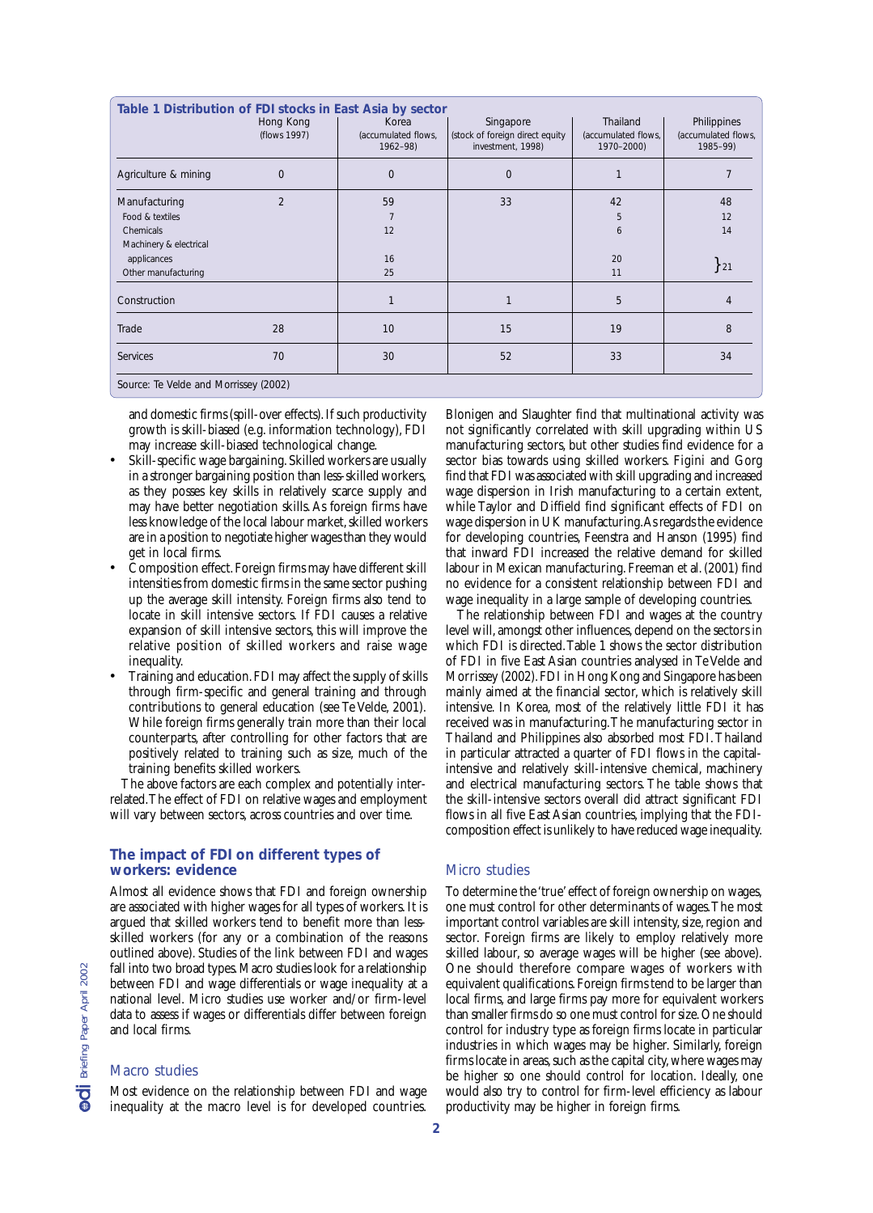**Table 1 Distribution of FDI stocks in East Asia by sector**

| | Hong Kong (flows 1997) | Korea (accumulated flows, 1962–98) | Singapore (stock of foreign direct equity investment, 1998) | Thailand (accumulated flows, 1970–2000) | Philippines (accumulated flows, 1985–99) |
|---|---|---|---|---|---|
| Agriculture & mining | 0 | 0 | 0 | 1 | 7 |
| Manufacturing | 2 | 59 | 33 | 42 | 48 |
| Food & textiles | | 7 | | 5 | 12 |
| Chemicals | | 12 | | 6 | 14 |
| Machinery & electrical applicances | | 16 | | 20 | } 21 |
| Other manufacturing | | 25 | | 11 | |
| Construction | | 1 | 1 | 5 | 4 |
| Trade | 28 | 10 | 15 | 19 | 8 |
| Services | 70 | 30 | 52 | 33 | 34 |

Source: Te Velde and Morrissey (2002)

and domestic firms (spill-over effects). If such productivity growth is skill-biased (e.g. information technology), FDI may increase skill-biased technological change.

- Skill-specific wage bargaining. Skilled workers are usually in a stronger bargaining position than less-skilled workers, as they posses key skills in relatively scarce supply and may have better negotiation skills. As foreign firms have less knowledge of the local labour market, skilled workers are in a position to negotiate higher wages than they would get in local firms.
- Composition effect. Foreign firms may have different skill intensities from domestic firms in the same sector pushing up the average skill intensity. Foreign firms also tend to locate in skill intensive sectors. If FDI causes a relative expansion of skill intensive sectors, this will improve the relative position of skilled workers and raise wage inequality.
- Training and education. FDI may affect the supply of skills through firm-specific and general training and through contributions to general education (see Te Velde, 2001). While foreign firms generally train more than their local counterparts, after controlling for other factors that are positively related to training such as size, much of the training benefits skilled workers.

The above factors are each complex and potentially interrelated. The effect of FDI on relative wages and employment will vary between sectors, across countries and over time.

## The impact of FDI on different types of workers: evidence

Almost all evidence shows that FDI and foreign ownership are associated with higher wages for all types of workers. It is argued that skilled workers tend to benefit more than less-skilled workers (for any or a combination of the reasons outlined above). Studies of the link between FDI and wages fall into two broad types. Macro studies look for a relationship between FDI and wage differentials or wage inequality at a national level. Micro studies use worker and/or firm-level data to assess if wages or differentials differ between foreign and local firms.

### Macro studies

Most evidence on the relationship between FDI and wage inequality at the macro level is for developed countries. Blonigen and Slaughter find that multinational activity was not significantly correlated with skill upgrading within US manufacturing sectors, but other studies find evidence for a sector bias towards using skilled workers. Figini and Gorg find that FDI was associated with skill upgrading and increased wage dispersion in Irish manufacturing to a certain extent, while Taylor and Diffield find significant effects of FDI on wage dispersion in UK manufacturing. As regards the evidence for developing countries, Feenstra and Hanson (1995) find that inward FDI increased the relative demand for skilled labour in Mexican manufacturing. Freeman et al. (2001) find no evidence for a consistent relationship between FDI and wage inequality in a large sample of developing countries.

The relationship between FDI and wages at the country level will, amongst other influences, depend on the sectors in which FDI is directed. Table 1 shows the sector distribution of FDI in five East Asian countries analysed in Te Velde and Morrissey (2002). FDI in Hong Kong and Singapore has been mainly aimed at the financial sector, which is relatively skill intensive. In Korea, most of the relatively little FDI it has received was in manufacturing. The manufacturing sector in Thailand and Philippines also absorbed most FDI. Thailand in particular attracted a quarter of FDI flows in the capital-intensive and relatively skill-intensive chemical, machinery and electrical manufacturing sectors. The table shows that the skill-intensive sectors overall did attract significant FDI flows in all five East Asian countries, implying that the FDI-composition effect is unlikely to have reduced wage inequality.

### Micro studies

To determine the 'true' effect of foreign ownership on wages, one must control for other determinants of wages. The most important control variables are skill intensity, size, region and sector. Foreign firms are likely to employ relatively more skilled labour, so average wages will be higher (see above). One should therefore compare wages of workers with equivalent qualifications. Foreign firms tend to be larger than local firms, and large firms pay more for equivalent workers than smaller firms do so one must control for size. One should control for industry type as foreign firms locate in particular industries in which wages may be higher. Similarly, foreign firms locate in areas, such as the capital city, where wages may be higher so one should control for location. Ideally, one would also try to control for firm-level efficiency as labour productivity may be higher in foreign firms.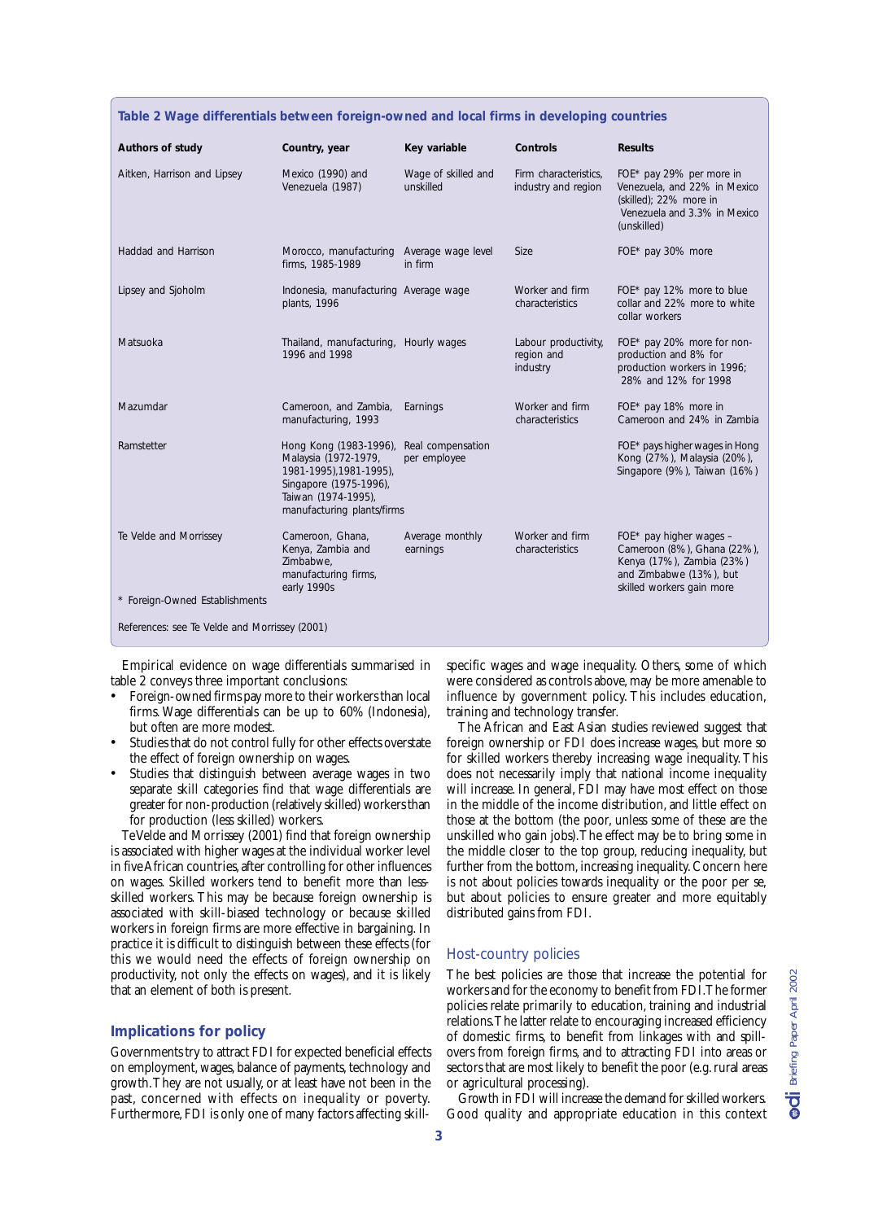**Table 2 Wage differentials between foreign-owned and local firms in developing countries**

| Authors of study | Country, year | Key variable | Controls | Results |
|---|---|---|---|---|
| Aitken, Harrison and Lipsey | Mexico (1990) and Venezuela (1987) | Wage of skilled and unskilled | Firm characteristics, industry and region | FOE* pay 29% per more in Venezuela, and 22% in Mexico (skilled); 22% more in Venezuela and 3.3% in Mexico (unskilled) |
| Haddad and Harrison | Morocco, manufacturing firms, 1985-1989 | Average wage level in firm | Size | FOE* pay 30% more |
| Lipsey and Sjoholm | Indonesia, manufacturing plants, 1996 | Average wage | Worker and firm characteristics | FOE* pay 12% more to blue collar and 22% more to white collar workers |
| Matsuoka | Thailand, manufacturing, 1996 and 1998 | Hourly wages | Labour productivity, region and industry | FOE* pay 20% more for non-production and 8% for production workers in 1996; 28% and 12% for 1998 |
| Mazumdar | Cameroon, and Zambia, manufacturing, 1993 | Earnings | Worker and firm characteristics | FOE* pay 18% more in Cameroon and 24% in Zambia |
| Ramstetter | Hong Kong (1983-1996), Malaysia (1972-1979, 1981-1995),1981-1995), Singapore (1975-1996), Taiwan (1974-1995), manufacturing plants/firms | Real compensation per employee | | FOE* pays higher wages in Hong Kong (27%), Malaysia (20%), Singapore (9%), Taiwan (16%) |
| Te Velde and Morrissey | Cameroon, Ghana, Kenya, Zambia and Zimbabwe, manufacturing firms, early 1990s | Average monthly earnings | Worker and firm characteristics | FOE* pay higher wages – Cameroon (8%), Ghana (22%), Kenya (17%), Zambia (23%) and Zimbabwe (13%), but skilled workers gain more |

\* Foreign-Owned Establishments

References: see Te Velde and Morrissey (2001)

Empirical evidence on wage differentials summarised in table 2 conveys three important conclusions:

- Foreign-owned firms pay more to their workers than local firms. Wage differentials can be up to 60% (Indonesia), but often are more modest.
- Studies that do not control fully for other effects overstate the effect of foreign ownership on wages.
- Studies that distinguish between average wages in two separate skill categories find that wage differentials are greater for non-production (relatively skilled) workers than for production (less skilled) workers.

TeVelde and Morrissey (2001) find that foreign ownership is associated with higher wages at the individual worker level in five African countries, after controlling for other influences on wages. Skilled workers tend to benefit more than less-skilled workers. This may be because foreign ownership is associated with skill-biased technology or because skilled workers in foreign firms are more effective in bargaining. In practice it is difficult to distinguish between these effects (for this we would need the effects of foreign ownership on productivity, not only the effects on wages), and it is likely that an element of both is present.

## Implications for policy

Governments try to attract FDI for expected beneficial effects on employment, wages, balance of payments, technology and growth. They are not usually, or at least have not been in the past, concerned with effects on inequality or poverty. Furthermore, FDI is only one of many factors affecting skill-specific wages and wage inequality. Others, some of which were considered as controls above, may be more amenable to influence by government policy. This includes education, training and technology transfer.

The African and East Asian studies reviewed suggest that foreign ownership or FDI does increase wages, but more so for skilled workers thereby increasing wage inequality. This does not necessarily imply that national income inequality will increase. In general, FDI may have most effect on those in the middle of the income distribution, and little effect on those at the bottom (the poor, unless some of these are the unskilled who gain jobs). The effect may be to bring some in the middle closer to the top group, reducing inequality, but further from the bottom, increasing inequality. Concern here is not about policies towards inequality or the poor per se, but about policies to ensure greater and more equitably distributed gains from FDI.

### Host-country policies

The best policies are those that increase the potential for workers and for the economy to benefit from FDI. The former policies relate primarily to education, training and industrial relations. The latter relate to encouraging increased efficiency of domestic firms, to benefit from linkages with and spill-overs from foreign firms, and to attracting FDI into areas or sectors that are most likely to benefit the poor (e.g. rural areas or agricultural processing).

Growth in FDI will increase the demand for skilled workers. Good quality and appropriate education in this context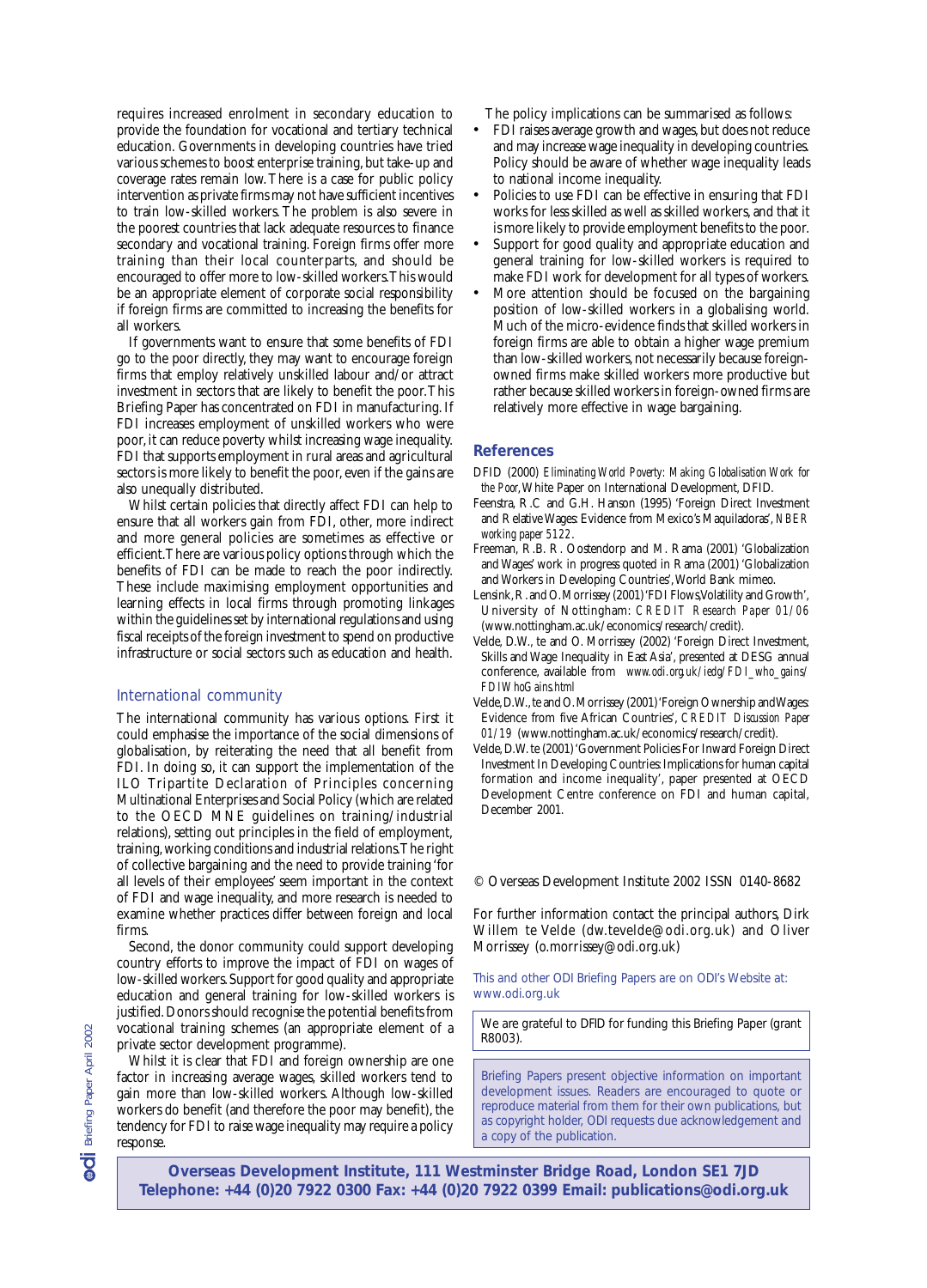requires increased enrolment in secondary education to provide the foundation for vocational and tertiary technical education. Governments in developing countries have tried various schemes to boost enterprise training, but take-up and coverage rates remain low. There is a case for public policy intervention as private firms may not have sufficient incentives to train low-skilled workers. The problem is also severe in the poorest countries that lack adequate resources to finance secondary and vocational training. Foreign firms offer more training than their local counterparts, and should be encouraged to offer more to low-skilled workers. This would be an appropriate element of corporate social responsibility if foreign firms are committed to increasing the benefits for all workers.

If governments want to ensure that some benefits of FDI go to the poor directly, they may want to encourage foreign firms that employ relatively unskilled labour and/or attract investment in sectors that are likely to benefit the poor. This Briefing Paper has concentrated on FDI in manufacturing. If FDI increases employment of unskilled workers who were poor, it can reduce poverty whilst increasing wage inequality. FDI that supports employment in rural areas and agricultural sectors is more likely to benefit the poor, even if the gains are also unequally distributed.

Whilst certain policies that directly affect FDI can help to ensure that all workers gain from FDI, other, more indirect and more general policies are sometimes as effective or efficient. There are various policy options through which the benefits of FDI can be made to reach the poor indirectly. These include maximising employment opportunities and learning effects in local firms through promoting linkages within the guidelines set by international regulations and using fiscal receipts of the foreign investment to spend on productive infrastructure or social sectors such as education and health.

### International community

The international community has various options. First it could emphasise the importance of the social dimensions of globalisation, by reiterating the need that all benefit from FDI. In doing so, it can support the implementation of the ILO Tripartite Declaration of Principles concerning Multinational Enterprises and Social Policy (which are related to the OECD MNE guidelines on training/industrial relations), setting out principles in the field of employment, training, working conditions and industrial relations. The right of collective bargaining and the need to provide training 'for all levels of their employees' seem important in the context of FDI and wage inequality, and more research is needed to examine whether practices differ between foreign and local firms.

Second, the donor community could support developing country efforts to improve the impact of FDI on wages of low-skilled workers. Support for good quality and appropriate education and general training for low-skilled workers is justified. Donors should recognise the potential benefits from vocational training schemes (an appropriate element of a private sector development programme).

Whilst it is clear that FDI and foreign ownership are one factor in increasing average wages, skilled workers tend to gain more than low-skilled workers. Although low-skilled workers do benefit (and therefore the poor may benefit), the tendency for FDI to raise wage inequality may require a policy response.

The policy implications can be summarised as follows:

- FDI raises average growth and wages, but does not reduce and may increase wage inequality in developing countries. Policy should be aware of whether wage inequality leads to national income inequality.
- Policies to use FDI can be effective in ensuring that FDI works for less skilled as well as skilled workers, and that it is more likely to provide employment benefits to the poor.
- Support for good quality and appropriate education and general training for low-skilled workers is required to make FDI work for development for all types of workers.
- More attention should be focused on the bargaining position of low-skilled workers in a globalising world. Much of the micro-evidence finds that skilled workers in foreign firms are able to obtain a higher wage premium than low-skilled workers, not necessarily because foreign-owned firms make skilled workers more productive but rather because skilled workers in foreign-owned firms are relatively more effective in wage bargaining.

## References

DFID (2000) *Eliminating World Poverty: Making Globalisation Work for the Poor*, White Paper on International Development, DFID.

Feenstra, R.C and G.H. Hanson (1995) 'Foreign Direct Investment and Relative Wages: Evidence from Mexico's Maquiladoras', *NBER working paper 5122*.

Freeman, R.B. R. Oostendorp and M. Rama (2001) 'Globalization and Wages' work in progress quoted in Rama (2001) 'Globalization and Workers in Developing Countries', World Bank mimeo.

Lensink, R. and O. Morrissey (2001) 'FDI Flows, Volatility and Growth', University of Nottingham: *CREDIT Research Paper 01/06* (www.nottingham.ac.uk/economics/research/credit).

Velde, D.W., te and O. Morrissey (2002) 'Foreign Direct Investment, Skills and Wage Inequality in East Asia', presented at DESG annual conference, available from *www.odi.org.uk/iedg/FDI_who_gains/FDIWhoGains.html*

Velde, D.W., te and O. Morrissey (2001) 'Foreign Ownership and Wages: Evidence from five African Countries', *CREDIT Discussion Paper 01/19* (www.nottingham.ac.uk/economics/research/credit).

Velde, D.W. te (2001) 'Government Policies For Inward Foreign Direct Investment In Developing Countries: Implications for human capital formation and income inequality', paper presented at OECD Development Centre conference on FDI and human capital, December 2001.

© Overseas Development Institute 2002 ISSN 0140-8682

For further information contact the principal authors, Dirk Willem te Velde (dw.tevelde@odi.org.uk) and Oliver Morrissey (o.morrissey@odi.org.uk)

This and other ODI Briefing Papers are on ODI's Website at: www.odi.org.uk

We are grateful to DFID for funding this Briefing Paper (grant R8003).

Briefing Papers present objective information on important development issues. Readers are encouraged to quote or reproduce material from them for their own publications, but as copyright holder, ODI requests due acknowledgement and a copy of the publication.

**Overseas Development Institute, 111 Westminster Bridge Road, London SE1 7JD**
**Telephone: +44 (0)20 7922 0300 Fax: +44 (0)20 7922 0399 Email: publications@odi.org.uk**